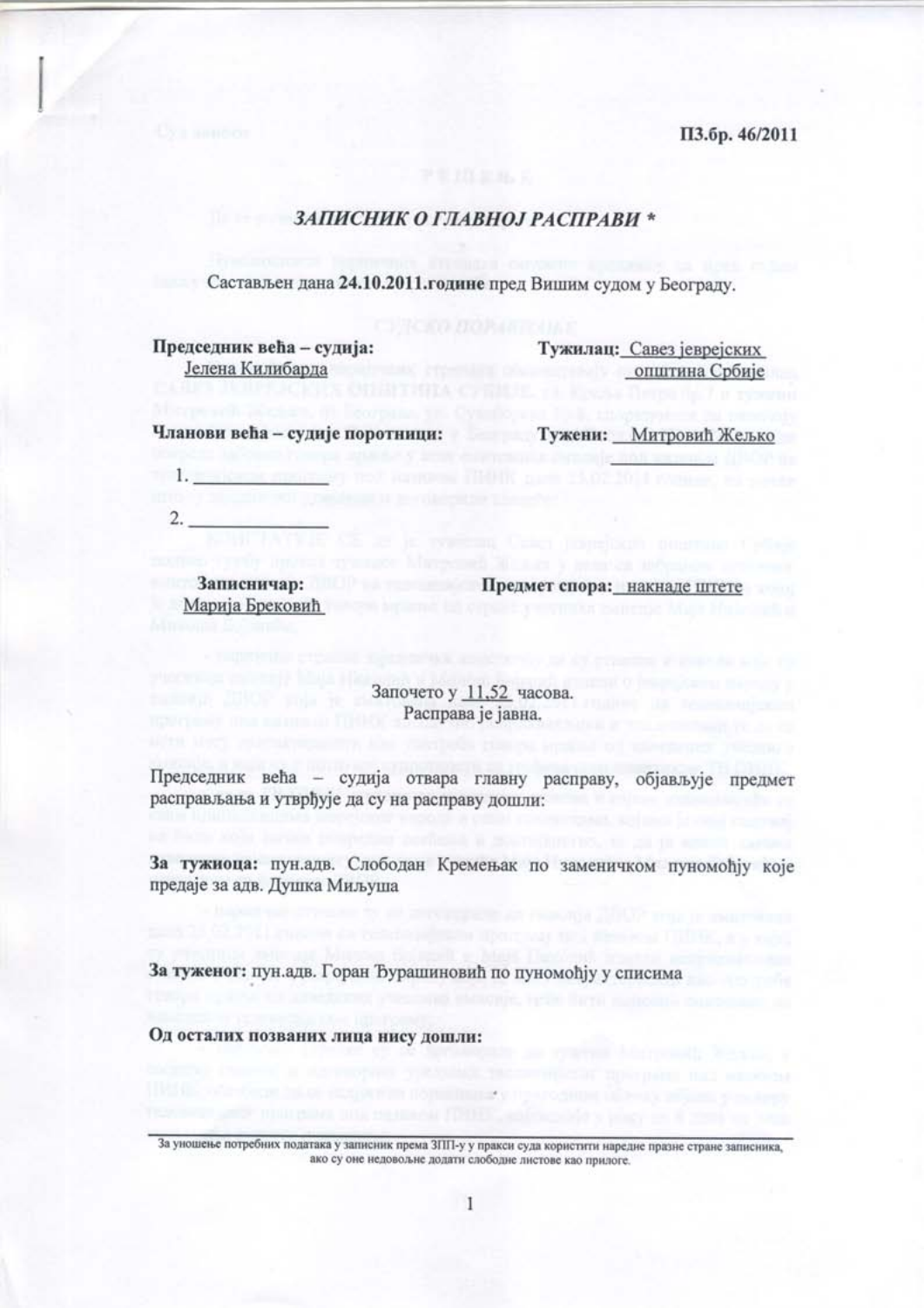П3.бр. 46/2011

## *ЗАПИСНИК О ГЛАВНОЈ РАСПРАВИ **

Састављен дана **24.10.2011.године** пред Вишим судом у Београду.

**Председник већа – судија:**
Јелена Килибарда

**Тужилац:** Савез јеврејских општина Србије

**Чланови већа – судије поротници:**

1. 
2. 

**Тужени:** Митровић Жељко

**Записничар:**
Марија Брековић

**Предмет спора:** накнаде штете

Започето у 11.52 часова.
Расправа је јавна.

Председник већа – судија отвара главну расправу, објављује предмет расправљања и утврђује да су на расправу дошли:

**За тужиоца:** пун.адв. Слободан Кремењак по заменичком пуномоћју које предаје за адв. Душка Миљуша

**За туженог:** пун.адв. Горан Ђурашиновић по пуномоћју у списима

**Од осталих позваних лица нису дошли:**

За уношење потребних података у записник према ЗПП-у у пракси суда користити наредне празне стране записника, ако су оне недовољне додати слободне листове као прилоге.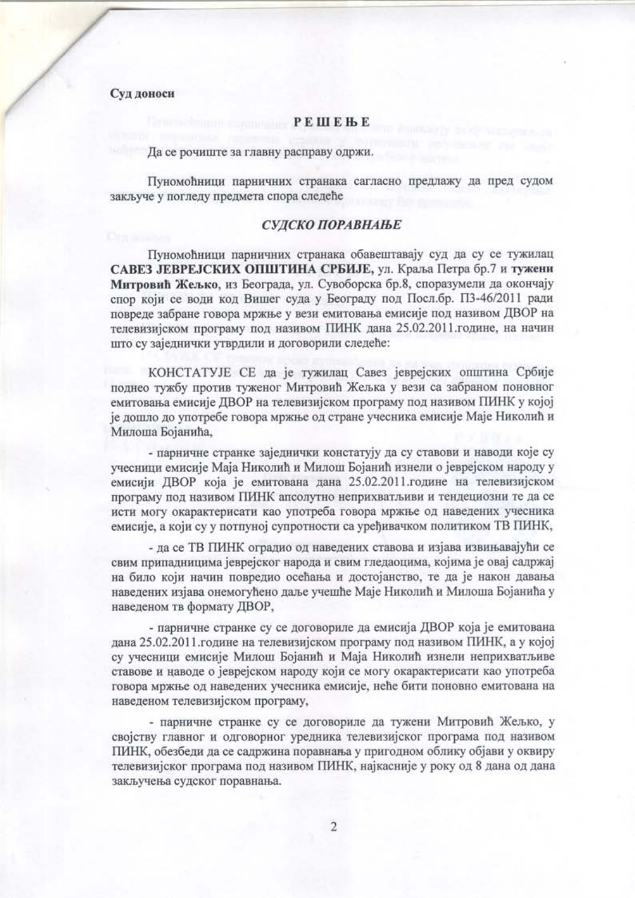**Суд доноси**

**Р Е Ш Е Њ Е**

Да се рочиште за главну расправу одржи.

Пуномоћници парничних странака сагласно предлажу да пред судом закључе у погледу предмета спора следеће

***СУДСКО ПОРАВНАЊЕ***

Пуномоћници парничних странака обавештавају суд да су се тужилац **САВЕЗ ЈЕВРЕЈСКИХ ОПШТИНА СРБИЈЕ,** ул. Краља Петра бр.7 и **тужени Митровић Жељко**, из Београда, ул. Сувоборска бр.8, споразумели да окончају спор који се води код Вишег суда у Београду под Посл.бр. П3-46/2011 ради повреде забране говора мржње у вези емитовања емисије под називом ДВОР на телевизијском програму под називом ПИНК дана 25.02.2011.године, на начин што су заједнички утврдили и договорили следеће:

КОНСТАТУЈЕ СЕ да је тужилац Савез јеврејских општина Србије поднео тужбу против туженог Митровић Жељка у вези са забраном поновног емитовања емисије ДВОР на телевизијском програму под називом ПИНК у којој је дошло до употребе говора мржње од стране учесника емисије Маје Николић и Милоша Бојанића,

- парничне странке заједнички констатују да су ставови и наводи које су учесници емисије Маја Николић и Милош Бојанић изнели о јеврејском народу у емисији ДВОР која је емитована дана 25.02.2011.године на телевизијском програму под називом ПИНК апсолутно неприхватљиви и тендециозни те да се исти могу окарактерисати као употреба говора мржње од наведених учесника емисије, а који су у потпуној супротности са уређивачком политиком ТВ ПИНК,

- да се ТВ ПИНК оградио од наведених ставова и изјава извињавајући се свим припадницима јеврејског народа и свим гледаоцима, којима је овај садржај на било који начин повредио осећања и достојанство, те да је након давања наведених изјава онемогућено даље учешће Маје Николић и Милоша Бојанића у наведеном тв формату ДВОР,

- парничне странке су се договориле да емисија ДВОР која је емитована дана 25.02.2011.године на телевизијском програму под називом ПИНК, а у којој су учесници емисије Милош Бојанић и Маја Николић изнели неприхватљиве ставове и наводе о јеврејском народу који се могу окарактерисати као употреба говора мржње од наведених учесника емисије, неће бити поновно емитована на наведеном телевизијском програму,

- парничне странке су се договориле да тужени Митровић Жељко, у својству главног и одговорног уредника телевизијског програма под називом ПИНК, обезбеди да се садржина поравнања у пригодном облику објави у оквиру телевизијског програма под називом ПИНК, најкасније у року од 8 дана од дана закључења судског поравнања.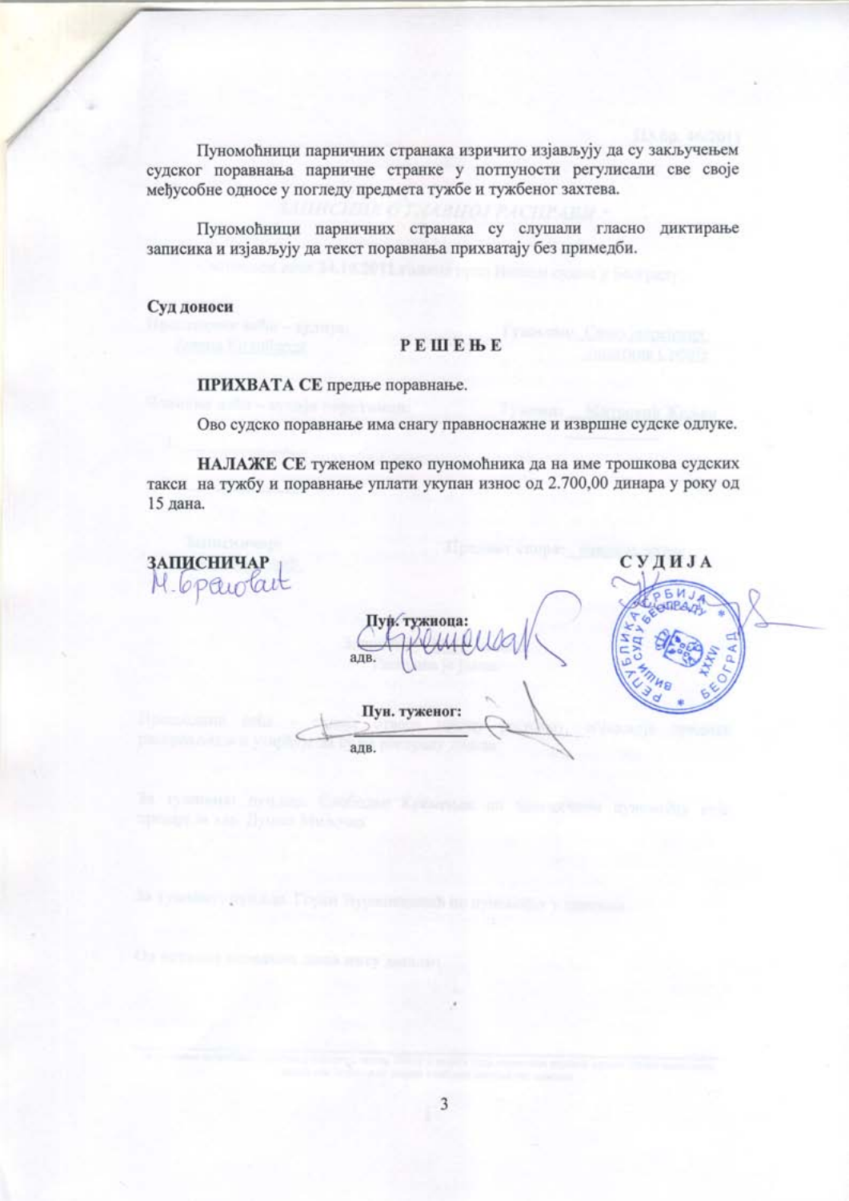Пуномоћници парничних странака изричито изјављују да су закључењем судског поравнања парничне странке у потпуности регулисали све своје међусобне односе у погледу предмета тужбе и тужбеног захтева.

Пуномоћници парничних странака су слушали гласно диктирање записика и изјављују да текст поравнања прихватају без примедби.

**Суд доноси**

**Р Е Ш Е Њ Е**

**ПРИХВАТА СЕ** предње поравнање.

Ово судско поравнање има снагу правноснажне и извршне судске одлуке.

**НАЛАЖЕ СЕ** туженом преко пуномоћника да на име трошкова судских такси на тужбу и поравнање уплати укупан износ од 2.700,00 динара у року од 15 дана.

**ЗАПИСНИЧАР** — **С У Д И Ј А**

М. Браовац

**Пун. тужиоца:**
адв.

**Пун. туженог:**
адв.